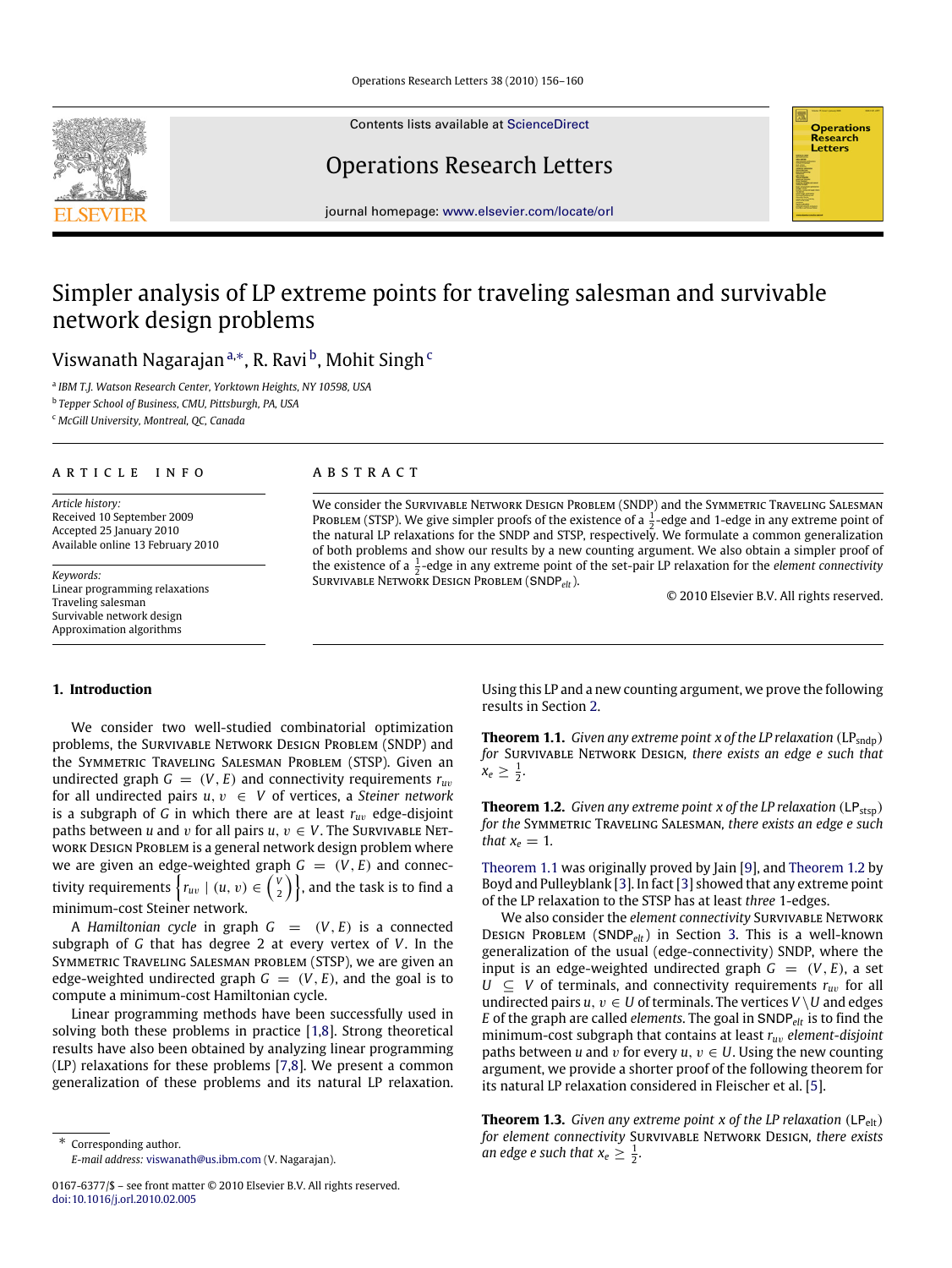# Simpler analysis of LP extreme points for traveling salesman and survivable network design problems

Viswanath Nagarajan [a,*], R. Ravi [b], Mohit Singh [c]

[a] IBM T.J. Watson Research Center, Yorktown Heights, NY 10598, USA

[b] Tepper School of Business, CMU, Pittsburgh, PA, USA

[c] McGill University, Montreal, QC, Canada

## ARTICLE INFO

*Article history:*
Received 10 September 2009
Accepted 25 January 2010
Available online 13 February 2010

*Keywords:*
Linear programming relaxations
Traveling salesman
Survivable network design
Approximation algorithms

## ABSTRACT

We consider the SURVIVABLE NETWORK DESIGN PROBLEM (SNDP) and the SYMMETRIC TRAVELING SALESMAN PROBLEM (STSP). We give simpler proofs of the existence of a $\frac{1}{2}$-edge and 1-edge in any extreme point of the natural LP relaxations for the SNDP and STSP, respectively. We formulate a common generalization of both problems and show our results by a new counting argument. We also obtain a simpler proof of the existence of a $\frac{1}{2}$-edge in any extreme point of the set-pair LP relaxation for the *element connectivity* SURVIVABLE NETWORK DESIGN PROBLEM ($\mathsf{SNDP}_{elt}$).

© 2010 Elsevier B.V. All rights reserved.

## 1. Introduction

We consider two well-studied combinatorial optimization problems, the SURVIVABLE NETWORK DESIGN PROBLEM (SNDP) and the SYMMETRIC TRAVELING SALESMAN PROBLEM (STSP). Given an undirected graph $G = (V, E)$ and connectivity requirements $r_{uv}$ for all undirected pairs $u, v \in V$ of vertices, a *Steiner network* is a subgraph of $G$ in which there are at least $r_{uv}$ edge-disjoint paths between $u$ and $v$ for all pairs $u, v \in V$. The SURVIVABLE NETWORK DESIGN PROBLEM is a general network design problem where we are given an edge-weighted graph $G = (V, E)$ and connectivity requirements $\left\{ r_{uv} \mid (u, v) \in \binom{V}{2} \right\}$, and the task is to find a minimum-cost Steiner network.

A *Hamiltonian cycle* in graph $G = (V, E)$ is a connected subgraph of $G$ that has degree 2 at every vertex of $V$. In the SYMMETRIC TRAVELING SALESMAN PROBLEM (STSP), we are given an edge-weighted undirected graph $G = (V, E)$, and the goal is to compute a minimum-cost Hamiltonian cycle.

Linear programming methods have been successfully used in solving both these problems in practice [1,8]. Strong theoretical results have also been obtained by analyzing linear programming (LP) relaxations for these problems [7,8]. We present a common generalization of these problems and its natural LP relaxation. Using this LP and a new counting argument, we prove the following results in Section 2.

**Theorem 1.1.** *Given any extreme point $x$ of the LP relaxation* ($\mathsf{LP}_{\mathsf{sndp}}$) *for* SURVIVABLE NETWORK DESIGN, *there exists an edge $e$ such that $x_e \geq \frac{1}{2}$.*

**Theorem 1.2.** *Given any extreme point $x$ of the LP relaxation* ($\mathsf{LP}_{\mathsf{stsp}}$) *for the* SYMMETRIC TRAVELING SALESMAN, *there exists an edge $e$ such that $x_e = 1$.*

Theorem 1.1 was originally proved by Jain [9], and Theorem 1.2 by Boyd and Pulleyblank [3]. In fact [3] showed that any extreme point of the LP relaxation to the STSP has at least *three* 1-edges.

We also consider the *element connectivity* SURVIVABLE NETWORK DESIGN PROBLEM ($\mathsf{SNDP}_{elt}$) in Section 3. This is a well-known generalization of the usual (edge-connectivity) SNDP, where the input is an edge-weighted undirected graph $G = (V, E)$, a set $U \subseteq V$ of terminals, and connectivity requirements $r_{uv}$ for all undirected pairs $u, v \in U$ of terminals. The vertices $V \setminus U$ and edges $E$ of the graph are called *elements*. The goal in $\mathsf{SNDP}_{elt}$ is to find the minimum-cost subgraph that contains at least $r_{uv}$ *element-disjoint* paths between $u$ and $v$ for every $u, v \in U$. Using the new counting argument, we provide a shorter proof of the following theorem for its natural LP relaxation considered in Fleischer et al. [5].

**Theorem 1.3.** *Given any extreme point $x$ of the LP relaxation* ($\mathsf{LP}_{\mathsf{elt}}$) *for element connectivity* SURVIVABLE NETWORK DESIGN, *there exists an edge $e$ such that $x_e \geq \frac{1}{2}$.*

---

\* Corresponding author.
*E-mail address:* viswanath@us.ibm.com (V. Nagarajan).

0167-6377/$ – see front matter © 2010 Elsevier B.V. All rights reserved.
doi:10.1016/j.orl.2010.02.005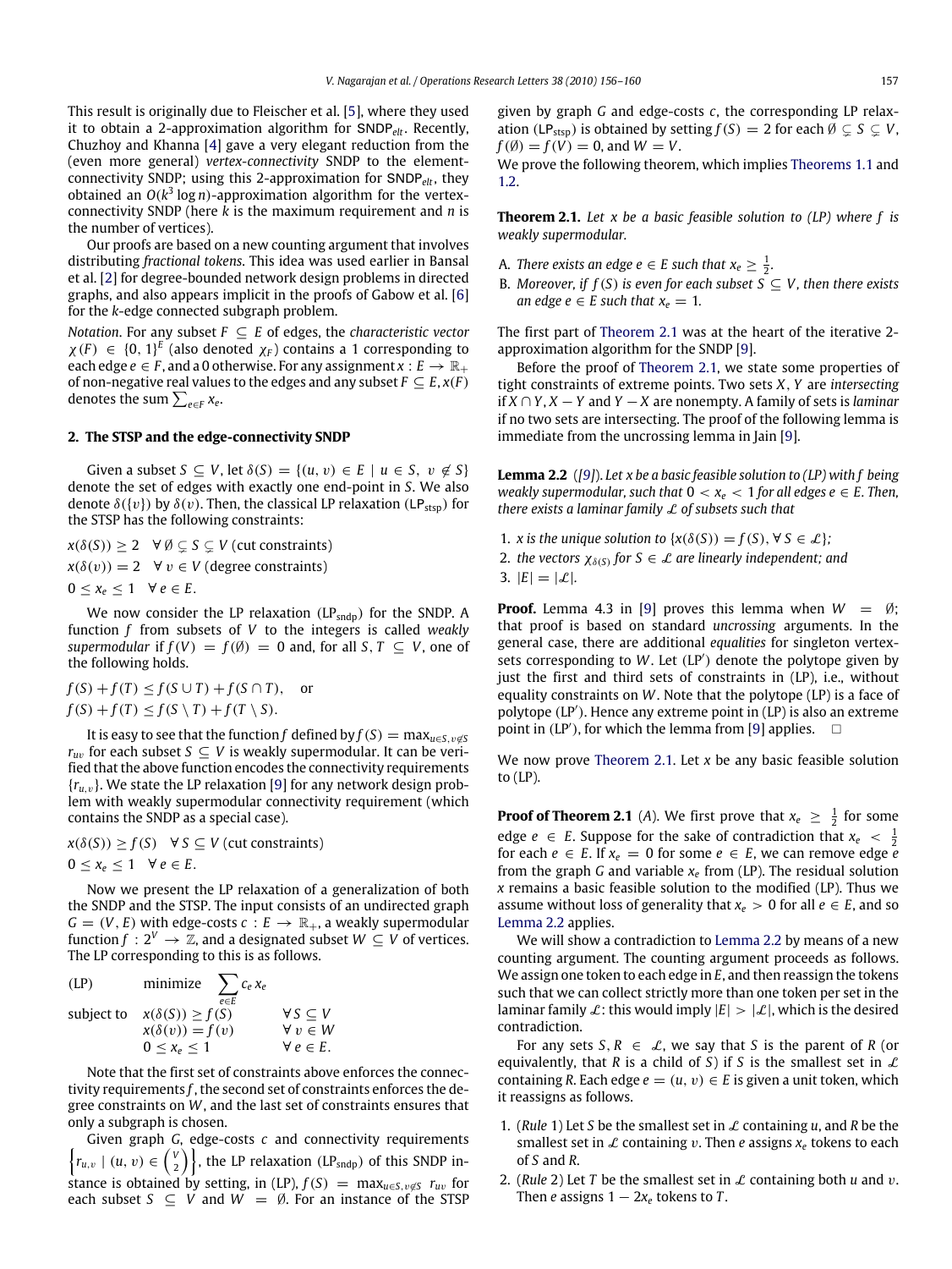This result is originally due to Fleischer et al. [5], where they used it to obtain a 2-approximation algorithm for $\mathsf{SNDP}_{elt}$. Recently, Chuzhoy and Khanna [4] gave a very elegant reduction from the (even more general) *vertex-connectivity* SNDP to the element-connectivity SNDP; using this 2-approximation for $\mathsf{SNDP}_{elt}$, they obtained an $O(k^3 \log n)$-approximation algorithm for the vertex-connectivity SNDP (here $k$ is the maximum requirement and $n$ is the number of vertices).

Our proofs are based on a new counting argument that involves distributing *fractional tokens*. This idea was used earlier in Bansal et al. [2] for degree-bounded network design problems in directed graphs, and also appears implicit in the proofs of Gabow et al. [6] for the $k$-edge connected subgraph problem.

*Notation*. For any subset $F \subseteq E$ of edges, the *characteristic vector* $\chi(F) \in \{0,1\}^E$ (also denoted $\chi_F$) contains a 1 corresponding to each edge $e \in F$, and a 0 otherwise. For any assignment $x : E \to \mathbb{R}_+$ of non-negative real values to the edges and any subset $F \subseteq E$, $x(F)$ denotes the sum $\sum_{e \in F} x_e$.

## 2. The STSP and the edge-connectivity SNDP

Given a subset $S \subseteq V$, let $\delta(S) = \{(u,v) \in E \mid u \in S,\ v \notin S\}$ denote the set of edges with exactly one end-point in $S$. We also denote $\delta(\{v\})$ by $\delta(v)$. Then, the classical LP relaxation ($\mathrm{LP}_{\mathrm{stsp}}$) for the STSP has the following constraints:

$$x(\delta(S)) \geq 2 \quad \forall\, \emptyset \subsetneq S \subsetneq V \text{ (cut constraints)}$$
$$x(\delta(v)) = 2 \quad \forall\, v \in V \text{ (degree constraints)}$$
$$0 \leq x_e \leq 1 \quad \forall\, e \in E.$$

We now consider the LP relaxation ($\mathrm{LP}_{\mathrm{sndp}}$) for the SNDP. A function $f$ from subsets of $V$ to the integers is called *weakly supermodular* if $f(V) = f(\emptyset) = 0$ and, for all $S, T \subseteq V$, one of the following holds.

$$f(S) + f(T) \leq f(S \cup T) + f(S \cap T), \quad \text{or}$$
$$f(S) + f(T) \leq f(S \setminus T) + f(T \setminus S).$$

It is easy to see that the function $f$ defined by $f(S) = \max_{u \in S, v \notin S} r_{uv}$ for each subset $S \subseteq V$ is weakly supermodular. It can be verified that the above function encodes the connectivity requirements $\{r_{u,v}\}$. We state the LP relaxation [9] for any network design problem with weakly supermodular connectivity requirement (which contains the SNDP as a special case).

$$x(\delta(S)) \geq f(S) \quad \forall\, S \subseteq V \text{ (cut constraints)}$$
$$0 \leq x_e \leq 1 \quad \forall\, e \in E.$$

Now we present the LP relaxation of a generalization of both the SNDP and the STSP. The input consists of an undirected graph $G = (V, E)$ with edge-costs $c : E \to \mathbb{R}_+$, a weakly supermodular function $f : 2^V \to \mathbb{Z}$, and a designated subset $W \subseteq V$ of vertices. The LP corresponding to this is as follows.

$$
\begin{array}{llll}
\text{(LP)} & \text{minimize} & \displaystyle\sum_{e \in E} c_e x_e & \\
\text{subject to} & x(\delta(S)) \geq f(S) & \forall\, S \subseteq V & \\
& x(\delta(v)) = f(v) & \forall\, v \in W & \\
& 0 \leq x_e \leq 1 & \forall\, e \in E. &
\end{array}
$$

Note that the first set of constraints above enforces the connectivity requirements $f$, the second set of constraints enforces the degree constraints on $W$, and the last set of constraints ensures that only a subgraph is chosen.

Given graph $G$, edge-costs $c$ and connectivity requirements $\left\{r_{u,v} \mid (u,v) \in \binom{V}{2}\right\}$, the LP relaxation ($\mathrm{LP}_{\mathrm{sndp}}$) of this SNDP instance is obtained by setting, in (LP), $f(S) = \max_{u \in S, v \notin S} r_{uv}$ for each subset $S \subseteq V$ and $W = \emptyset$. For an instance of the STSP given by graph $G$ and edge-costs $c$, the corresponding LP relaxation ($\mathrm{LP}_{\mathrm{stsp}}$) is obtained by setting $f(S) = 2$ for each $\emptyset \subsetneq S \subsetneq V$, $f(\emptyset) = f(V) = 0$, and $W = V$.

We prove the following theorem, which implies Theorems 1.1 and 1.2.

**Theorem 2.1.** *Let $x$ be a basic feasible solution to (LP) where $f$ is weakly supermodular.*

A. *There exists an edge $e \in E$ such that $x_e \geq \frac{1}{2}$.*
B. *Moreover, if $f(S)$ is even for each subset $S \subseteq V$, then there exists an edge $e \in E$ such that $x_e = 1$.*

The first part of Theorem 2.1 was at the heart of the iterative 2-approximation algorithm for the SNDP [9].

Before the proof of Theorem 2.1, we state some properties of tight constraints of extreme points. Two sets $X$, $Y$ are *intersecting* if $X \cap Y$, $X - Y$ and $Y - X$ are nonempty. A family of sets is *laminar* if no two sets are intersecting. The proof of the following lemma is immediate from the uncrossing lemma in Jain [9].

**Lemma 2.2** ([9]). *Let $x$ be a basic feasible solution to (LP) with $f$ being weakly supermodular, such that $0 < x_e < 1$ for all edges $e \in E$. Then, there exists a laminar family $\mathcal{L}$ of subsets such that*

1. *$x$ is the unique solution to $\{x(\delta(S)) = f(S), \forall\, S \in \mathcal{L}\}$;*
2. *the vectors $\chi_{\delta(S)}$ for $S \in \mathcal{L}$ are linearly independent; and*
3. *$|E| = |\mathcal{L}|$.*

**Proof.** Lemma 4.3 in [9] proves this lemma when $W = \emptyset$; that proof is based on standard *uncrossing* arguments. In the general case, there are additional *equalities* for singleton vertex-sets corresponding to $W$. Let (LP′) denote the polytope given by just the first and third sets of constraints in (LP), i.e., without equality constraints on $W$. Note that the polytope (LP) is a face of polytope (LP′). Hence any extreme point in (LP) is also an extreme point in (LP′), for which the lemma from [9] applies. □

We now prove Theorem 2.1. Let $x$ be any basic feasible solution to (LP).

**Proof of Theorem 2.1** (*A*). We first prove that $x_e \geq \frac{1}{2}$ for some edge $e \in E$. Suppose for the sake of contradiction that $x_e < \frac{1}{2}$ for each $e \in E$. If $x_e = 0$ for some $e \in E$, we can remove edge $e$ from the graph $G$ and variable $x_e$ from (LP). The residual solution $x$ remains a basic feasible solution to the modified (LP). Thus we assume without loss of generality that $x_e > 0$ for all $e \in E$, and so Lemma 2.2 applies.

We will show a contradiction to Lemma 2.2 by means of a new counting argument. The counting argument proceeds as follows. We assign one token to each edge in $E$, and then reassign the tokens such that we can collect strictly more than one token per set in the laminar family $\mathcal{L}$: this would imply $|E| > |\mathcal{L}|$, which is the desired contradiction.

For any sets $S, R \in \mathcal{L}$, we say that $S$ is the parent of $R$ (or equivalently, that $R$ is a child of $S$) if $S$ is the smallest set in $\mathcal{L}$ containing $R$. Each edge $e = (u,v) \in E$ is given a unit token, which it reassigns as follows.

1. (*Rule* 1) Let $S$ be the smallest set in $\mathcal{L}$ containing $u$, and $R$ be the smallest set in $\mathcal{L}$ containing $v$. Then $e$ assigns $x_e$ tokens to each of $S$ and $R$.
2. (*Rule* 2) Let $T$ be the smallest set in $\mathcal{L}$ containing both $u$ and $v$. Then $e$ assigns $1 - 2x_e$ tokens to $T$.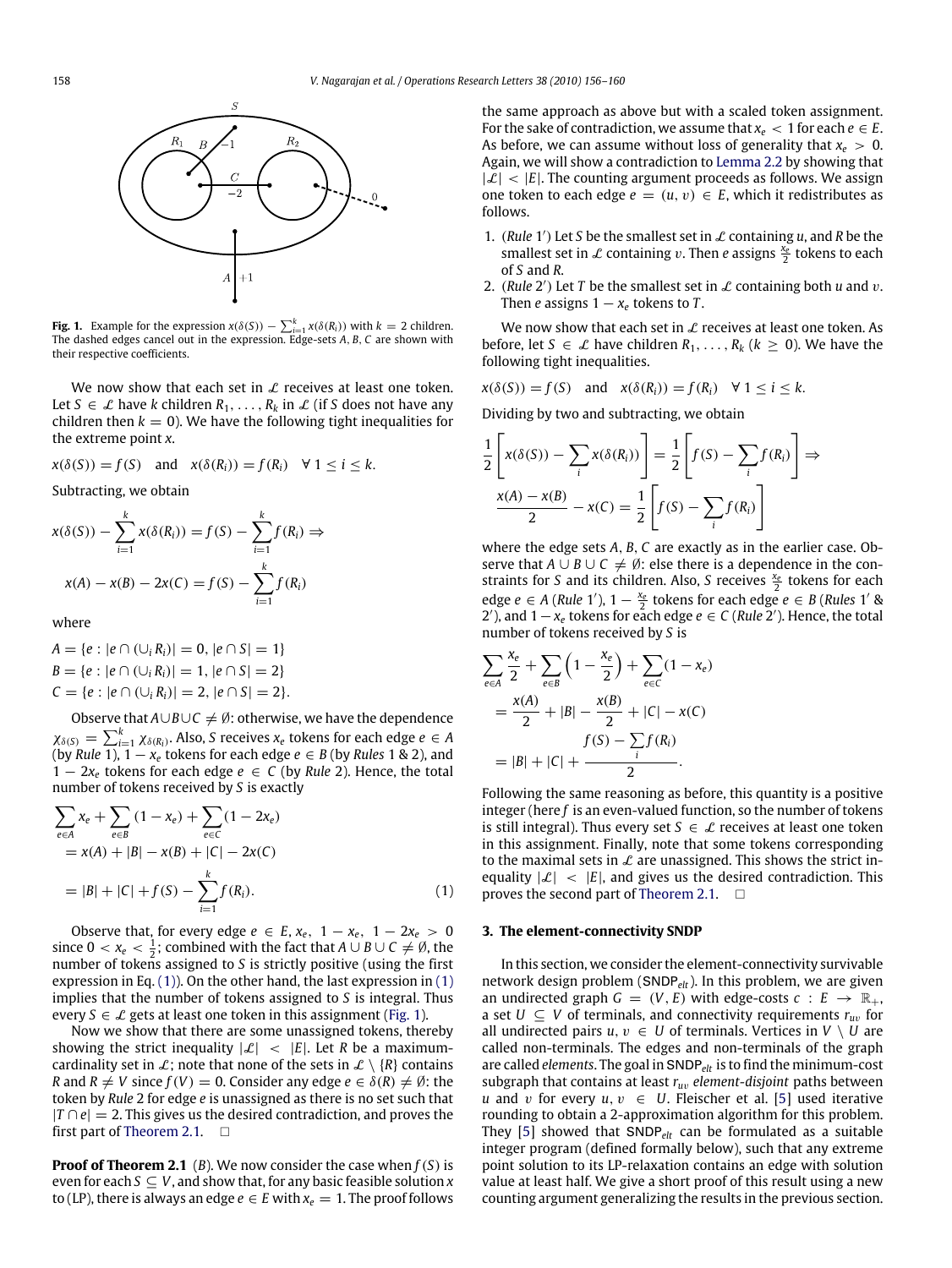**Fig. 1.** Example for the expression $x(\delta(S)) - \sum_{i=1}^{k} x(\delta(R_i))$ with $k = 2$ children. The dashed edges cancel out in the expression. Edge-sets $A, B, C$ are shown with their respective coefficients.

We now show that each set in $\mathcal{L}$ receives at least one token. Let $S \in \mathcal{L}$ have $k$ children $R_1, \ldots, R_k$ in $\mathcal{L}$ (if $S$ does not have any children then $k = 0$). We have the following tight inequalities for the extreme point $x$.

$$x(\delta(S)) = f(S) \quad \text{and} \quad x(\delta(R_i)) = f(R_i) \quad \forall\, 1 \le i \le k.$$

Subtracting, we obtain

$$x(\delta(S)) - \sum_{i=1}^{k} x(\delta(R_i)) = f(S) - \sum_{i=1}^{k} f(R_i) \Rightarrow$$

$$x(A) - x(B) - 2x(C) = f(S) - \sum_{i=1}^{k} f(R_i)$$

where

$$A = \{e : |e \cap (\cup_i R_i)| = 0, |e \cap S| = 1\}$$
$$B = \{e : |e \cap (\cup_i R_i)| = 1, |e \cap S| = 2\}$$
$$C = \{e : |e \cap (\cup_i R_i)| = 2, |e \cap S| = 2\}.$$

Observe that $A \cup B \cup C \neq \emptyset$: otherwise, we have the dependence $\chi_{\delta(S)} = \sum_{i=1}^{k} \chi_{\delta(R_i)}$. Also, $S$ receives $x_e$ tokens for each edge $e \in A$ (by *Rule* 1), $1 - x_e$ tokens for each edge $e \in B$ (by *Rules* 1 & 2), and $1 - 2x_e$ tokens for each edge $e \in C$ (by *Rule* 2). Hence, the total number of tokens received by $S$ is exactly

$$\begin{aligned}
&\sum_{e \in A} x_e + \sum_{e \in B} (1 - x_e) + \sum_{e \in C} (1 - 2x_e) \\
&= x(A) + |B| - x(B) + |C| - 2x(C) \\
&= |B| + |C| + f(S) - \sum_{i=1}^{k} f(R_i).
\end{aligned} \tag{1}$$

Observe that, for every edge $e \in E$, $x_e,\ 1 - x_e,\ 1 - 2x_e > 0$ since $0 < x_e < \frac{1}{2}$; combined with the fact that $A \cup B \cup C \neq \emptyset$, the number of tokens assigned to $S$ is strictly positive (using the first expression in Eq. (1)). On the other hand, the last expression in (1) implies that the number of tokens assigned to $S$ is integral. Thus every $S \in \mathcal{L}$ gets at least one token in this assignment (Fig. 1).

Now we show that there are some unassigned tokens, thereby showing the strict inequality $|\mathcal{L}| < |E|$. Let $R$ be a maximum-cardinality set in $\mathcal{L}$; note that none of the sets in $\mathcal{L} \setminus \{R\}$ contains $R$ and $R \neq V$ since $f(V) = 0$. Consider any edge $e \in \delta(R) \neq \emptyset$: the token by *Rule* 2 for edge $e$ is unassigned as there is no set such that $|T \cap e| = 2$. This gives us the desired contradiction, and proves the first part of Theorem 2.1. $\square$

**Proof of Theorem 2.1** (*B*). We now consider the case when $f(S)$ is even for each $S \subseteq V$, and show that, for any basic feasible solution $x$ to (LP), there is always an edge $e \in E$ with $x_e = 1$. The proof follows the same approach as above but with a scaled token assignment. For the sake of contradiction, we assume that $x_e < 1$ for each $e \in E$. As before, we can assume without loss of generality that $x_e > 0$. Again, we will show a contradiction to Lemma 2.2 by showing that $|\mathcal{L}| < |E|$. The counting argument proceeds as follows. We assign one token to each edge $e = (u, v) \in E$, which it redistributes as follows.

1. (*Rule* 1′) Let $S$ be the smallest set in $\mathcal{L}$ containing $u$, and $R$ be the smallest set in $\mathcal{L}$ containing $v$. Then $e$ assigns $\frac{x_e}{2}$ tokens to each of $S$ and $R$.
2. (*Rule* 2′) Let $T$ be the smallest set in $\mathcal{L}$ containing both $u$ and $v$. Then $e$ assigns $1 - x_e$ tokens to $T$.

We now show that each set in $\mathcal{L}$ receives at least one token. As before, let $S \in \mathcal{L}$ have children $R_1, \ldots, R_k$ ($k \ge 0$). We have the following tight inequalities.

$$x(\delta(S)) = f(S) \quad \text{and} \quad x(\delta(R_i)) = f(R_i) \quad \forall\, 1 \le i \le k.$$

Dividing by two and subtracting, we obtain

$$\frac{1}{2}\left[x(\delta(S)) - \sum_i x(\delta(R_i))\right] = \frac{1}{2}\left[f(S) - \sum_i f(R_i)\right] \Rightarrow$$

$$\frac{x(A) - x(B)}{2} - x(C) = \frac{1}{2}\left[f(S) - \sum_i f(R_i)\right]$$

where the edge sets $A, B, C$ are exactly as in the earlier case. Observe that $A \cup B \cup C \neq \emptyset$: else there is a dependence in the constraints for $S$ and its children. Also, $S$ receives $\frac{x_e}{2}$ tokens for each edge $e \in A$ (*Rule* 1′), $1 - \frac{x_e}{2}$ tokens for each edge $e \in B$ (*Rules* 1′ & 2′), and $1 - x_e$ tokens for each edge $e \in C$ (*Rule* 2′). Hence, the total number of tokens received by $S$ is

$$\begin{aligned}
&\sum_{e \in A} \frac{x_e}{2} + \sum_{e \in B} \left(1 - \frac{x_e}{2}\right) + \sum_{e \in C} (1 - x_e) \\
&= \frac{x(A)}{2} + |B| - \frac{x(B)}{2} + |C| - x(C) \\
&= |B| + |C| + \frac{f(S) - \sum_i f(R_i)}{2}.
\end{aligned}$$

Following the same reasoning as before, this quantity is a positive integer (here $f$ is an even-valued function, so the number of tokens is still integral). Thus every set $S \in \mathcal{L}$ receives at least one token in this assignment. Finally, note that some tokens corresponding to the maximal sets in $\mathcal{L}$ are unassigned. This shows the strict inequality $|\mathcal{L}| < |E|$, and gives us the desired contradiction. This proves the second part of Theorem 2.1. $\square$

## 3. The element-connectivity SNDP

In this section, we consider the element-connectivity survivable network design problem ($\mathsf{SNDP}_{elt}$). In this problem, we are given an undirected graph $G = (V, E)$ with edge-costs $c : E \to \mathbb{R}_+$, a set $U \subseteq V$ of terminals, and connectivity requirements $r_{uv}$ for all undirected pairs $u, v \in U$ of terminals. Vertices in $V \setminus U$ are called non-terminals. The edges and non-terminals of the graph are called *elements*. The goal in $\mathsf{SNDP}_{elt}$ is to find the minimum-cost subgraph that contains at least $r_{uv}$ *element-disjoint* paths between $u$ and $v$ for every $u, v \in U$. Fleischer et al. [5] used iterative rounding to obtain a 2-approximation algorithm for this problem. They [5] showed that $\mathsf{SNDP}_{elt}$ can be formulated as a suitable integer program (defined formally below), such that any extreme point solution to its LP-relaxation contains an edge with solution value at least half. We give a short proof of this result using a new counting argument generalizing the results in the previous section.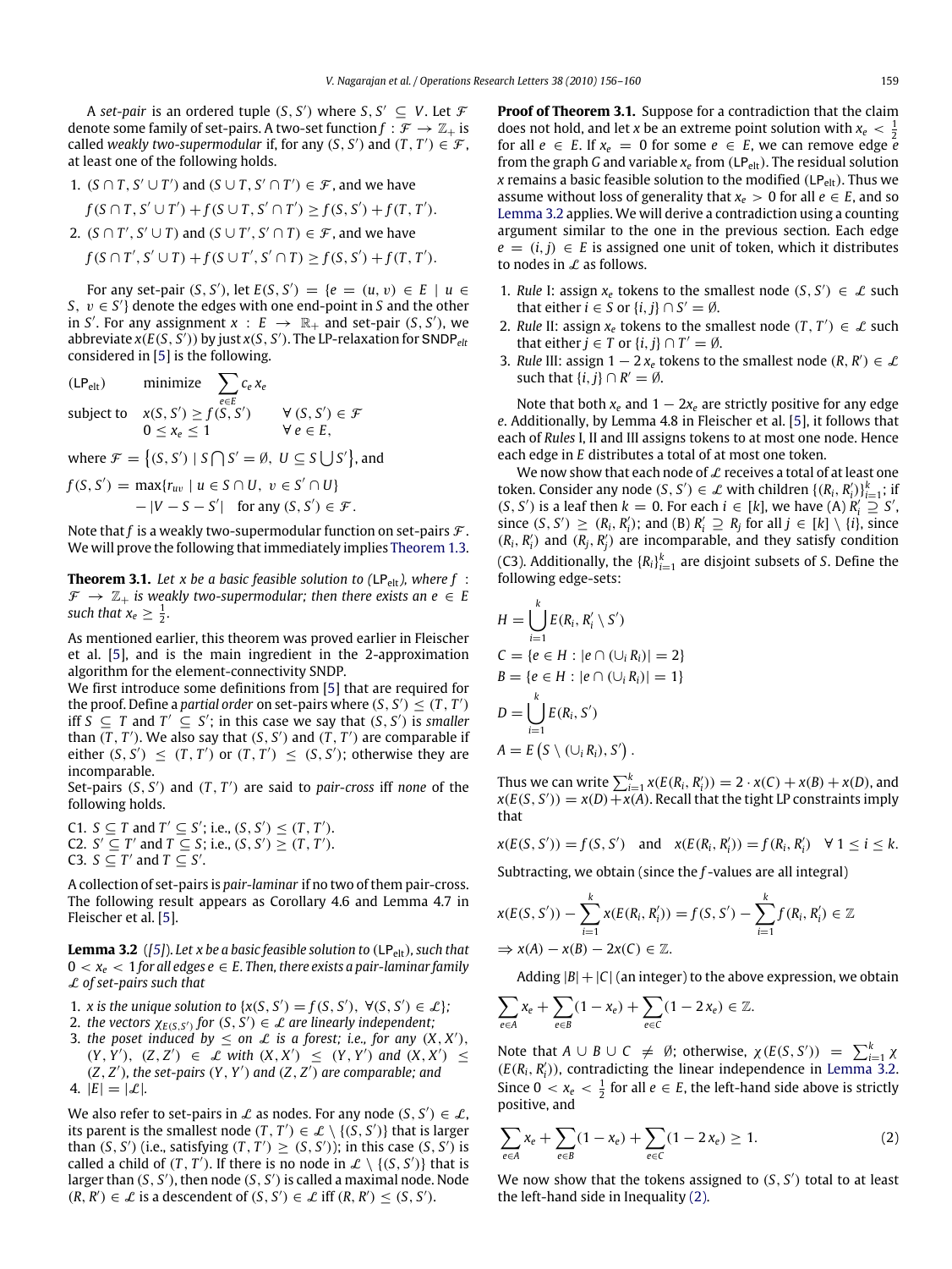A *set-pair* is an ordered tuple $(S, S')$ where $S, S' \subseteq V$. Let $\mathcal{F}$ denote some family of set-pairs. A two-set function $f : \mathcal{F} \to \mathbb{Z}_+$ is called *weakly two-supermodular* if, for any $(S, S')$ and $(T, T') \in \mathcal{F}$, at least one of the following holds.

1. $(S \cap T, S' \cup T')$ and $(S \cup T, S' \cap T') \in \mathcal{F}$, and we have
$f(S \cap T, S' \cup T') + f(S \cup T, S' \cap T') \geq f(S, S') + f(T, T')$.
2. $(S \cap T', S' \cup T)$ and $(S \cup T', S' \cap T) \in \mathcal{F}$, and we have
$f(S \cap T', S' \cup T) + f(S \cup T', S' \cap T) \geq f(S, S') + f(T, T')$.

For any set-pair $(S, S')$, let $E(S, S') = \{e = (u, v) \in E \mid u \in S,\ v \in S'\}$ denote the edges with one end-point in $S$ and the other in $S'$. For any assignment $x : E \to \mathbb{R}_+$ and set-pair $(S, S')$, we abbreviate $x(E(S, S'))$ by just $x(S, S')$. The LP-relaxation for $\mathsf{SNDP}_{elt}$ considered in [5] is the following.

$$
(\mathsf{LP}_{\mathrm{elt}}) \qquad \text{minimize} \quad \sum_{e\in E} c_e\, x_e
$$
$$
\text{subject to} \quad x(S, S') \geq f(S, S') \qquad \forall\, (S, S') \in \mathcal{F}
$$
$$
0 \leq x_e \leq 1 \qquad \forall\, e \in E,
$$

where $\mathcal{F} = \left\{(S, S') \mid S \bigcap S' = \emptyset,\ U \subseteq S \bigcup S'\right\}$, and

$$
f(S, S') = \max\{r_{uv} \mid u \in S \cap U,\ v \in S' \cap U\} - |V - S - S'| \quad \text{for any } (S, S') \in \mathcal{F}.
$$

Note that $f$ is a weakly two-supermodular function on set-pairs $\mathcal{F}$. We will prove the following that immediately implies Theorem 1.3.

**Theorem 3.1.** *Let $x$ be a basic feasible solution to $(\mathsf{LP}_{\mathrm{elt}})$, where $f : \mathcal{F} \to \mathbb{Z}_+$ is weakly two-supermodular; then there exists an $e \in E$ such that $x_e \geq \frac{1}{2}$.*

As mentioned earlier, this theorem was proved earlier in Fleischer et al. [5], and is the main ingredient in the 2-approximation algorithm for the element-connectivity SNDP.

We first introduce some definitions from [5] that are required for the proof. Define a *partial order* on set-pairs where $(S, S') \leq (T, T')$ iff $S \subseteq T$ and $T' \subseteq S'$; in this case we say that $(S, S')$ is *smaller* than $(T, T')$. We also say that $(S, S')$ and $(T, T')$ are comparable if either $(S, S') \leq (T, T')$ or $(T, T') \leq (S, S')$; otherwise they are incomparable.

Set-pairs $(S, S')$ and $(T, T')$ are said to *pair-cross* iff *none* of the following holds.

C1. $S \subseteq T$ and $T' \subseteq S'$; i.e., $(S, S') \leq (T, T')$.
C2. $S' \subseteq T'$ and $T \subseteq S$; i.e., $(S, S') \geq (T, T')$.
C3. $S \subseteq T'$ and $T \subseteq S'$.

A collection of set-pairs is *pair-laminar* if no two of them pair-cross. The following result appears as Corollary 4.6 and Lemma 4.7 in Fleischer et al. [5].

**Lemma 3.2** ([5]). *Let $x$ be a basic feasible solution to $(\mathsf{LP}_{\mathrm{elt}})$, such that $0 < x_e < 1$ for all edges $e \in E$. Then, there exists a pair-laminar family $\mathcal{L}$ of set-pairs such that*

1. *$x$ is the unique solution to $\{x(S, S') = f(S, S'),\ \forall (S, S') \in \mathcal{L}\}$;*
2. *the vectors $\chi_{E(S,S')}$ for $(S, S') \in \mathcal{L}$ are linearly independent;*
3. *the poset induced by $\leq$ on $\mathcal{L}$ is a forest; i.e., for any $(X, X')$, $(Y, Y')$, $(Z, Z') \in \mathcal{L}$ with $(X, X') \leq (Y, Y')$ and $(X, X') \leq (Z, Z')$, the set-pairs $(Y, Y')$ and $(Z, Z')$ are comparable; and*
4. *$|E| = |\mathcal{L}|$.*

We also refer to set-pairs in $\mathcal{L}$ as nodes. For any node $(S, S') \in \mathcal{L}$, its parent is the smallest node $(T, T') \in \mathcal{L} \setminus \{(S, S')\}$ that is larger than $(S, S')$ (i.e., satisfying $(T, T') \geq (S, S')$); in this case $(S, S')$ is called a child of $(T, T')$. If there is no node in $\mathcal{L} \setminus \{(S, S')\}$ that is larger than $(S, S')$, then node $(S, S')$ is called a maximal node. Node $(R, R') \in \mathcal{L}$ is a descendent of $(S, S') \in \mathcal{L}$ iff $(R, R') \leq (S, S')$.

**Proof of Theorem 3.1.** Suppose for a contradiction that the claim does not hold, and let $x$ be an extreme point solution with $x_e < \frac{1}{2}$ for all $e \in E$. If $x_e = 0$ for some $e \in E$, we can remove edge $e$ from the graph $G$ and variable $x_e$ from $(\mathsf{LP}_{\mathrm{elt}})$. The residual solution $x$ remains a basic feasible solution to the modified $(\mathsf{LP}_{\mathrm{elt}})$. Thus we assume without loss of generality that $x_e > 0$ for all $e \in E$, and so Lemma 3.2 applies. We will derive a contradiction using a counting argument similar to the one in the previous section. Each edge $e = (i, j) \in E$ is assigned one unit of token, which it distributes to nodes in $\mathcal{L}$ as follows.

1. *Rule* I: assign $x_e$ tokens to the smallest node $(S, S') \in \mathcal{L}$ such that either $i \in S$ or $\{i, j\} \cap S' = \emptyset$.
2. *Rule* II: assign $x_e$ tokens to the smallest node $(T, T') \in \mathcal{L}$ such that either $j \in T$ or $\{i, j\} \cap T' = \emptyset$.
3. *Rule* III: assign $1 - 2\,x_e$ tokens to the smallest node $(R, R') \in \mathcal{L}$ such that $\{i, j\} \cap R' = \emptyset$.

Note that both $x_e$ and $1 - 2x_e$ are strictly positive for any edge $e$. Additionally, by Lemma 4.8 in Fleischer et al. [5], it follows that each of *Rules* I, II and III assigns tokens to at most one node. Hence each edge in $E$ distributes a total of at most one token.

We now show that each node of $\mathcal{L}$ receives a total of at least one token. Consider any node $(S, S') \in \mathcal{L}$ with children $\{(R_i, R_i')\}_{i=1}^k$; if $(S, S')$ is a leaf then $k = 0$. For each $i \in [k]$, we have (A) $R_i' \supseteq S'$, since $(S, S') \geq (R_i, R_i')$; and (B) $R_i' \supseteq R_j$ for all $j \in [k] \setminus \{i\}$, since $(R_i, R_i')$ and $(R_j, R_j')$ are incomparable, and they satisfy condition (C3). Additionally, the $\{R_i\}_{i=1}^k$ are disjoint subsets of $S$. Define the following edge-sets:

$$
H = \bigcup_{i=1}^{k} E(R_i, R_i' \setminus S')
$$
$$
C = \{e \in H : |e \cap (\cup_i R_i)| = 2\}
$$
$$
B = \{e \in H : |e \cap (\cup_i R_i)| = 1\}
$$
$$
D = \bigcup_{i=1}^{k} E(R_i, S')
$$
$$
A = E\left(S \setminus (\cup_i R_i), S'\right).
$$

Thus we can write $\sum_{i=1}^k x(E(R_i, R_i')) = 2 \cdot x(C) + x(B) + x(D)$, and $x(E(S, S')) = x(D) + x(A)$. Recall that the tight LP constraints imply that

$$
x(E(S, S')) = f(S, S') \quad \text{and} \quad x(E(R_i, R_i')) = f(R_i, R_i') \quad \forall\, 1 \leq i \leq k.
$$

Subtracting, we obtain (since the $f$-values are all integral)

$$
x(E(S, S')) - \sum_{i=1}^{k} x(E(R_i, R_i')) = f(S, S') - \sum_{i=1}^{k} f(R_i, R_i') \in \mathbb{Z}
$$
$$
\Rightarrow x(A) - x(B) - 2x(C) \in \mathbb{Z}.
$$

Adding $|B| + |C|$ (an integer) to the above expression, we obtain

$$
\sum_{e\in A} x_e + \sum_{e\in B} (1 - x_e) + \sum_{e\in C} (1 - 2\,x_e) \in \mathbb{Z}.
$$

Note that $A \cup B \cup C \neq \emptyset$; otherwise, $\chi(E(S, S')) = \sum_{i=1}^k \chi(E(R_i, R_i'))$, contradicting the linear independence in Lemma 3.2. Since $0 < x_e < \frac{1}{2}$ for all $e \in E$, the left-hand side above is strictly positive, and

$$
\sum_{e\in A} x_e + \sum_{e\in B} (1 - x_e) + \sum_{e\in C} (1 - 2\,x_e) \geq 1. \tag{2}
$$

We now show that the tokens assigned to $(S, S')$ total to at least the left-hand side in Inequality (2).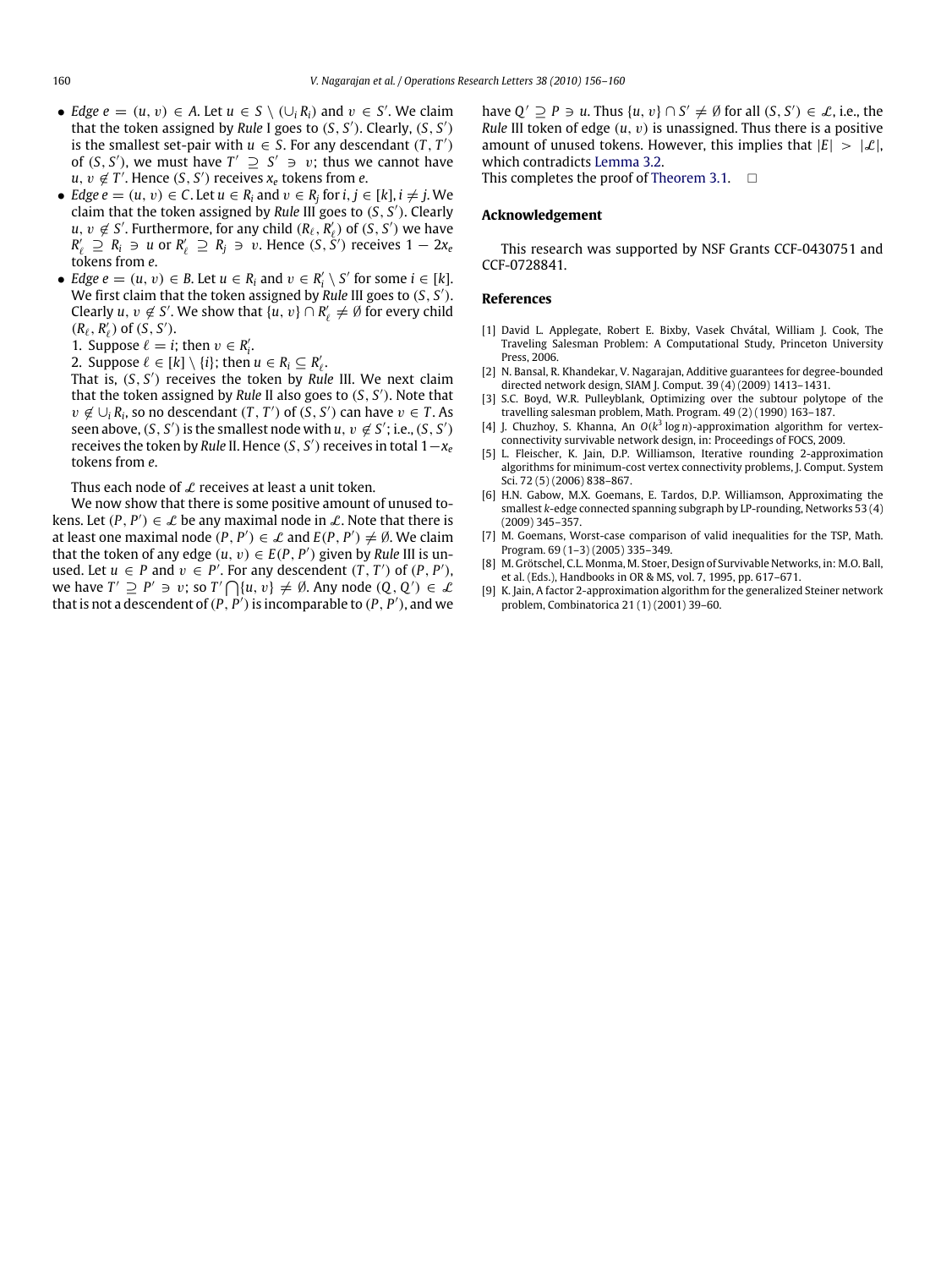- *Edge* $e = (u, v) \in A$. Let $u \in S \setminus (\cup_i R_i)$ and $v \in S'$. We claim that the token assigned by *Rule* I goes to $(S, S')$. Clearly, $(S, S')$ is the smallest set-pair with $u \in S$. For any descendant $(T, T')$ of $(S, S')$, we must have $T' \supseteq S' \ni v$; thus we cannot have $u, v \notin T'$. Hence $(S, S')$ receives $x_e$ tokens from $e$.
- *Edge* $e = (u, v) \in C$. Let $u \in R_i$ and $v \in R_j$ for $i, j \in [k], i \neq j$. We claim that the token assigned by *Rule* III goes to $(S, S')$. Clearly $u, v \notin S'$. Furthermore, for any child $(R_\ell, R'_\ell)$ of $(S, S')$ we have $R'_\ell \supseteq R_i \ni u$ or $R'_\ell \supseteq R_j \ni v$. Hence $(S, S')$ receives $1 - 2x_e$ tokens from $e$.
- *Edge* $e = (u, v) \in B$. Let $u \in R_i$ and $v \in R'_i \setminus S'$ for some $i \in [k]$. We first claim that the token assigned by *Rule* III goes to $(S, S')$. Clearly $u, v \notin S'$. We show that $\{u, v\} \cap R'_\ell \neq \emptyset$ for every child $(R_\ell, R'_\ell)$ of $(S, S')$.
  1. Suppose $\ell = i$; then $v \in R'_i$.
  2. Suppose $\ell \in [k] \setminus \{i\}$; then $u \in R_i \subseteq R'_\ell$.

  That is, $(S, S')$ receives the token by *Rule* III. We next claim that the token assigned by *Rule* II also goes to $(S, S')$. Note that $v \notin \cup_i R_i$, so no descendant $(T, T')$ of $(S, S')$ can have $v \in T$. As seen above, $(S, S')$ is the smallest node with $u, v \notin S'$; i.e., $(S, S')$ receives the token by *Rule* II. Hence $(S, S')$ receives in total $1 - x_e$ tokens from $e$.

Thus each node of $\mathcal{L}$ receives at least a unit token.

We now show that there is some positive amount of unused tokens. Let $(P, P') \in \mathcal{L}$ be any maximal node in $\mathcal{L}$. Note that there is at least one maximal node $(P, P') \in \mathcal{L}$ and $E(P, P') \neq \emptyset$. We claim that the token of any edge $(u, v) \in E(P, P')$ given by *Rule* III is unused. Let $u \in P$ and $v \in P'$. For any descendent $(T, T')$ of $(P, P')$, we have $T' \supseteq P' \ni v$; so $T' \bigcap \{u, v\} \neq \emptyset$. Any node $(Q, Q') \in \mathcal{L}$ that is not a descendent of $(P, P')$ is incomparable to $(P, P')$, and we have $Q' \supseteq P \ni u$. Thus $\{u, v\} \cap S' \neq \emptyset$ for all $(S, S') \in \mathcal{L}$, i.e., the *Rule* III token of edge $(u, v)$ is unassigned. Thus there is a positive amount of unused tokens. However, this implies that $|E| > |\mathcal{L}|$, which contradicts Lemma 3.2.

This completes the proof of Theorem 3.1. □

## Acknowledgement

This research was supported by NSF Grants CCF-0430751 and CCF-0728841.

## References

[1] David L. Applegate, Robert E. Bixby, Vasek Chvátal, William J. Cook, The Traveling Salesman Problem: A Computational Study, Princeton University Press, 2006.

[2] N. Bansal, R. Khandekar, V. Nagarajan, Additive guarantees for degree-bounded directed network design, SIAM J. Comput. 39 (4) (2009) 1413–1431.

[3] S.C. Boyd, W.R. Pulleyblank, Optimizing over the subtour polytope of the travelling salesman problem, Math. Program. 49 (2) (1990) 163–187.

[4] J. Chuzhoy, S. Khanna, An $O(k^3 \log n)$-approximation algorithm for vertex-connectivity survivable network design, in: Proceedings of FOCS, 2009.

[5] L. Fleischer, K. Jain, D.P. Williamson, Iterative rounding 2-approximation algorithms for minimum-cost vertex connectivity problems, J. Comput. System Sci. 72 (5) (2006) 838–867.

[6] H.N. Gabow, M.X. Goemans, E. Tardos, D.P. Williamson, Approximating the smallest $k$-edge connected spanning subgraph by LP-rounding, Networks 53 (4) (2009) 345–357.

[7] M. Goemans, Worst-case comparison of valid inequalities for the TSP, Math. Program. 69 (1–3) (2005) 335–349.

[8] M. Grötschel, C.L. Monma, M. Stoer, Design of Survivable Networks, in: M.O. Ball, et al. (Eds.), Handbooks in OR & MS, vol. 7, 1995, pp. 617–671.

[9] K. Jain, A factor 2-approximation algorithm for the generalized Steiner network problem, Combinatorica 21 (1) (2001) 39–60.